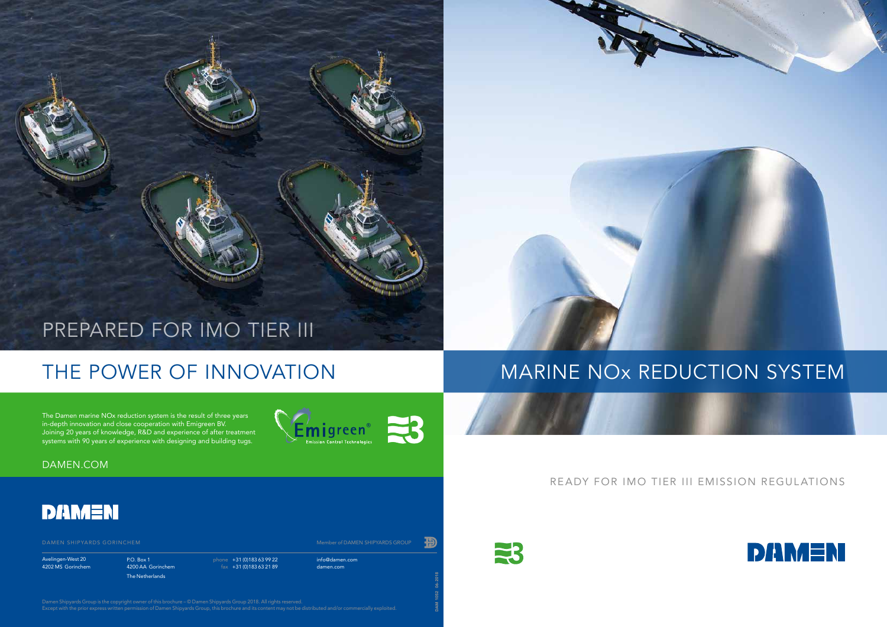# MARINE NOx REDUCTION SYSTEM

READY FOR IMO TIER III EMISSION REGULATIONS

## PREPARED FOR IMO TIER III

## THE POWER OF INNOVATION

The Damen marine NOx reduction system is the result of three years in-depth innovation and close cooperation with Emigreen BV. Joining 20 years of knowledge, R&D and experience of after treatment systems with 90 years of experience with designing and building tugs.

Emigreen® Emission Control Technologies

DAMEN.COM

DAMEN

DAMEN SHIPYARDS GORINCHEM

Member of DAMEN SHIPYARDS GROUP

Avelingen-West 20
4202 MS Gorinchem

P.O. Box 1
4200 AA Gorinchem
The Netherlands

phone +31 (0)183 63 99 22
fax +31 (0)183 63 21 89

info@damen.com
damen.com

Damen Shipyards Group is the copyright owner of this brochure – © Damen Shipyards Group 2018. All rights reserved.
Except with the prior express written permission of Damen Shipyards Group, this brochure and its content may not be distributed and/or commercially exploited.

DAM 1052 06-2018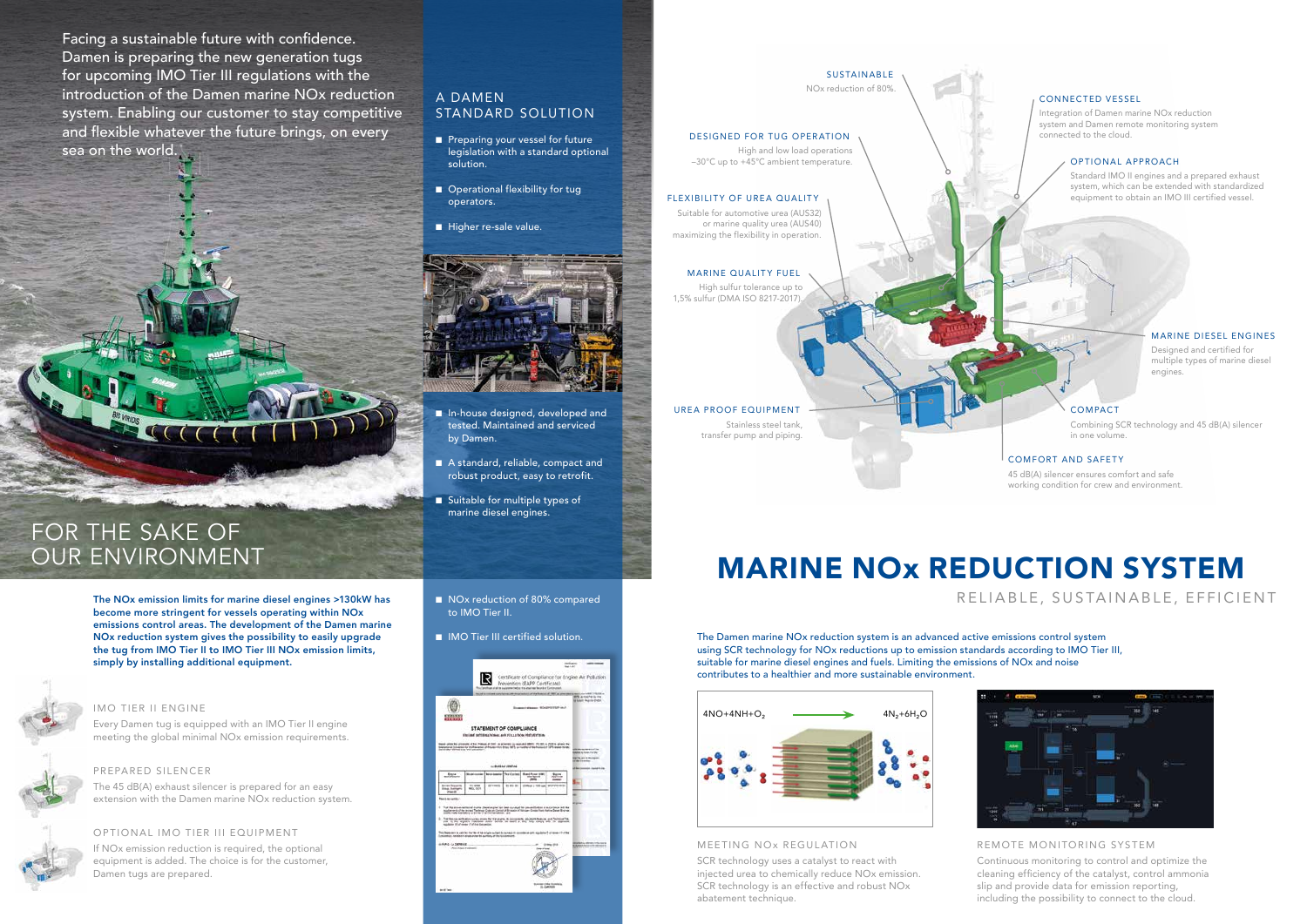Facing a sustainable future with confidence. Damen is preparing the new generation tugs for upcoming IMO Tier III regulations with the introduction of the Damen marine NOx reduction system. Enabling our customer to stay competitive and flexible whatever the future brings, on every sea on the world.

# FOR THE SAKE OF OUR ENVIRONMENT

**The NOx emission limits for marine diesel engines >130kW has become more stringent for vessels operating within NOx emissions control areas. The development of the Damen marine NOx reduction system gives the possibility to easily upgrade the tug from IMO Tier II to IMO Tier III NOx emission limits, simply by installing additional equipment.**

### IMO TIER II ENGINE

Every Damen tug is equipped with an IMO Tier II engine meeting the global minimal NOx emission requirements.

### PREPARED SILENCER

The 45 dB(A) exhaust silencer is prepared for an easy extension with the Damen marine NOx reduction system.

### OPTIONAL IMO TIER III EQUIPMENT

If NOx emission reduction is required, the optional equipment is added. The choice is for the customer, Damen tugs are prepared.

## A DAMEN STANDARD SOLUTION

- Preparing your vessel for future legislation with a standard optional solution.
- Operational flexibility for tug operators.
- Higher re-sale value.
- In-house designed, developed and tested. Maintained and serviced by Damen.
- A standard, reliable, compact and robust product, easy to retrofit.
- Suitable for multiple types of marine diesel engines.
- NOx reduction of 80% compared to IMO Tier II.
- IMO Tier III certified solution.

### SUSTAINABLE

NOx reduction of 80%.

### CONNECTED VESSEL

Integration of Damen marine NOx reduction system and Damen remote monitoring system connected to the cloud.

### DESIGNED FOR TUG OPERATION

High and low load operations −30°C up to +45°C ambient temperature.

### OPTIONAL APPROACH

Standard IMO II engines and a prepared exhaust system, which can be extended with standardized equipment to obtain an IMO III certified vessel.

### FLEXIBILITY OF UREA QUALITY

Suitable for automotive urea (AUS32) or marine quality urea (AUS40) maximizing the flexibility in operation.

### MARINE QUALITY FUEL

High sulfur tolerance up to 1,5% sulfur (DMA ISO 8217-2017).

### MARINE DIESEL ENGINES

Designed and certified for multiple types of marine diesel engines.

### UREA PROOF EQUIPMENT

Stainless steel tank, transfer pump and piping.

### COMPACT

Combining SCR technology and 45 dB(A) silencer in one volume.

### COMFORT AND SAFETY

45 dB(A) silencer ensures comfort and safe working condition for crew and environment.

# MARINE NOx REDUCTION SYSTEM

RELIABLE, SUSTAINABLE, EFFICIENT

The Damen marine NOx reduction system is an advanced active emissions control system using SCR technology for NOx reductions up to emission standards according to IMO Tier III, suitable for marine diesel engines and fuels. Limiting the emissions of NOx and noise contributes to a healthier and more sustainable environment.

$4NO+4NH+O_2 \rightarrow 4N_2+6H_2O$

### MEETING NOx REGULATION

SCR technology uses a catalyst to react with injected urea to chemically reduce NOx emission. SCR technology is an effective and robust NOx abatement technique.

### REMOTE MONITORING SYSTEM

Continuous monitoring to control and optimize the cleaning efficiency of the catalyst, control ammonia slip and provide data for emission reporting, including the possibility to connect to the cloud.